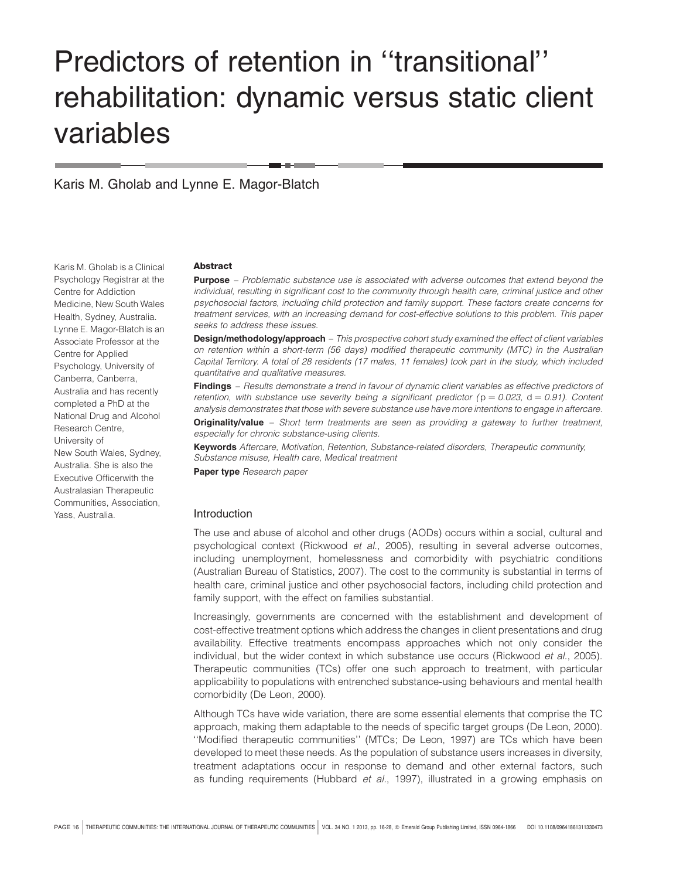# Predictors of retention in ''transitional'' rehabilitation: dynamic versus static client variables

Karis M. Gholab and Lynne E. Magor-Blatch

Karis M. Gholab is a Clinical Psychology Registrar at the Centre for Addiction Medicine, New South Wales Health, Sydney, Australia. Lynne E. Magor-Blatch is an Associate Professor at the Centre for Applied Psychology, University of Canberra, Canberra, Australia and has recently completed a PhD at the National Drug and Alcohol Research Centre, University of New South Wales, Sydney, Australia. She is also the Executive Officerwith the Australasian Therapeutic Communities, Association, Yass, Australia.

**Abstract**

**Purpose** – *Problematic substance use is associated with adverse outcomes that extend beyond the individual, resulting in significant cost to the community through health care, criminal justice and other psychosocial factors, including child protection and family support. These factors create concerns for treatment services, with an increasing demand for cost-effective solutions to this problem. This paper seeks to address these issues.*

**Design/methodology/approach** – *This prospective cohort study examined the effect of client variables on retention within a short-term (56 days) modified therapeutic community (MTC) in the Australian Capital Territory. A total of 28 residents (17 males, 11 females) took part in the study, which included quantitative and qualitative measures.*

**Findings** – *Results demonstrate a trend in favour of dynamic client variables as effective predictors of retention, with substance use severity being a significant predictor ($p = 0.023$, $d = 0.91$). Content analysis demonstrates that those with severe substance use have more intentions to engage in aftercare.*

**Originality/value** – *Short term treatments are seen as providing a gateway to further treatment, especially for chronic substance-using clients.*

**Keywords** *Aftercare, Motivation, Retention, Substance-related disorders, Therapeutic community, Substance misuse, Health care, Medical treatment*

**Paper type** *Research paper*

## Introduction

The use and abuse of alcohol and other drugs (AODs) occurs within a social, cultural and psychological context (Rickwood *et al.*, 2005), resulting in several adverse outcomes, including unemployment, homelessness and comorbidity with psychiatric conditions (Australian Bureau of Statistics, 2007). The cost to the community is substantial in terms of health care, criminal justice and other psychosocial factors, including child protection and family support, with the effect on families substantial.

Increasingly, governments are concerned with the establishment and development of cost-effective treatment options which address the changes in client presentations and drug availability. Effective treatments encompass approaches which not only consider the individual, but the wider context in which substance use occurs (Rickwood *et al.*, 2005). Therapeutic communities (TCs) offer one such approach to treatment, with particular applicability to populations with entrenched substance-using behaviours and mental health comorbidity (De Leon, 2000).

Although TCs have wide variation, there are some essential elements that comprise the TC approach, making them adaptable to the needs of specific target groups (De Leon, 2000). ''Modified therapeutic communities'' (MTCs; De Leon, 1997) are TCs which have been developed to meet these needs. As the population of substance users increases in diversity, treatment adaptations occur in response to demand and other external factors, such as funding requirements (Hubbard *et al.*, 1997), illustrated in a growing emphasis on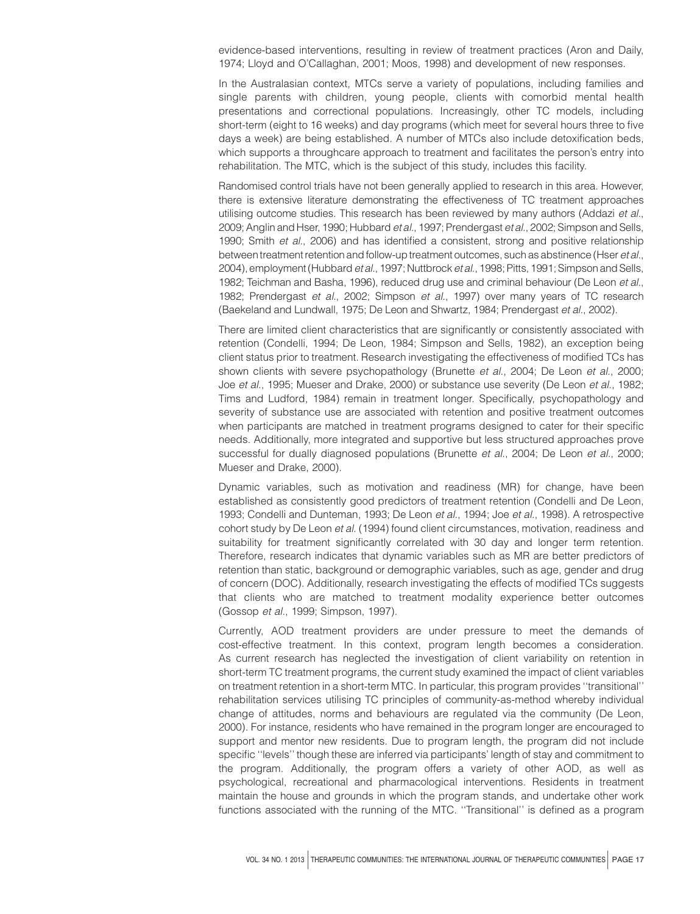evidence-based interventions, resulting in review of treatment practices (Aron and Daily, 1974; Lloyd and O'Callaghan, 2001; Moos, 1998) and development of new responses.

In the Australasian context, MTCs serve a variety of populations, including families and single parents with children, young people, clients with comorbid mental health presentations and correctional populations. Increasingly, other TC models, including short-term (eight to 16 weeks) and day programs (which meet for several hours three to five days a week) are being established. A number of MTCs also include detoxification beds, which supports a throughcare approach to treatment and facilitates the person's entry into rehabilitation. The MTC, which is the subject of this study, includes this facility.

Randomised control trials have not been generally applied to research in this area. However, there is extensive literature demonstrating the effectiveness of TC treatment approaches utilising outcome studies. This research has been reviewed by many authors (Addazi *et al.*, 2009; Anglin and Hser, 1990; Hubbard *et al.*, 1997; Prendergast *et al.*, 2002; Simpson and Sells, 1990; Smith *et al.*, 2006) and has identified a consistent, strong and positive relationship between treatment retention and follow-up treatment outcomes, such as abstinence (Hser *et al.*, 2004), employment (Hubbard *et al.*, 1997; Nuttbrock *et al.*, 1998; Pitts, 1991; Simpson and Sells, 1982; Teichman and Basha, 1996), reduced drug use and criminal behaviour (De Leon *et al.*, 1982; Prendergast *et al.*, 2002; Simpson *et al.*, 1997) over many years of TC research (Baekeland and Lundwall, 1975; De Leon and Shwartz, 1984; Prendergast *et al.*, 2002).

There are limited client characteristics that are significantly or consistently associated with retention (Condelli, 1994; De Leon, 1984; Simpson and Sells, 1982), an exception being client status prior to treatment. Research investigating the effectiveness of modified TCs has shown clients with severe psychopathology (Brunette *et al.*, 2004; De Leon *et al.*, 2000; Joe *et al.*, 1995; Mueser and Drake, 2000) or substance use severity (De Leon *et al.*, 1982; Tims and Ludford, 1984) remain in treatment longer. Specifically, psychopathology and severity of substance use are associated with retention and positive treatment outcomes when participants are matched in treatment programs designed to cater for their specific needs. Additionally, more integrated and supportive but less structured approaches prove successful for dually diagnosed populations (Brunette *et al.*, 2004; De Leon *et al.*, 2000; Mueser and Drake, 2000).

Dynamic variables, such as motivation and readiness (MR) for change, have been established as consistently good predictors of treatment retention (Condelli and De Leon, 1993; Condelli and Dunteman, 1993; De Leon *et al.*, 1994; Joe *et al.*, 1998). A retrospective cohort study by De Leon *et al.* (1994) found client circumstances, motivation, readiness and suitability for treatment significantly correlated with 30 day and longer term retention. Therefore, research indicates that dynamic variables such as MR are better predictors of retention than static, background or demographic variables, such as age, gender and drug of concern (DOC). Additionally, research investigating the effects of modified TCs suggests that clients who are matched to treatment modality experience better outcomes (Gossop *et al.*, 1999; Simpson, 1997).

Currently, AOD treatment providers are under pressure to meet the demands of cost-effective treatment. In this context, program length becomes a consideration. As current research has neglected the investigation of client variability on retention in short-term TC treatment programs, the current study examined the impact of client variables on treatment retention in a short-term MTC. In particular, this program provides ''transitional'' rehabilitation services utilising TC principles of community-as-method whereby individual change of attitudes, norms and behaviours are regulated via the community (De Leon, 2000). For instance, residents who have remained in the program longer are encouraged to support and mentor new residents. Due to program length, the program did not include specific ''levels'' though these are inferred via participants' length of stay and commitment to the program. Additionally, the program offers a variety of other AOD, as well as psychological, recreational and pharmacological interventions. Residents in treatment maintain the house and grounds in which the program stands, and undertake other work functions associated with the running of the MTC. ''Transitional'' is defined as a program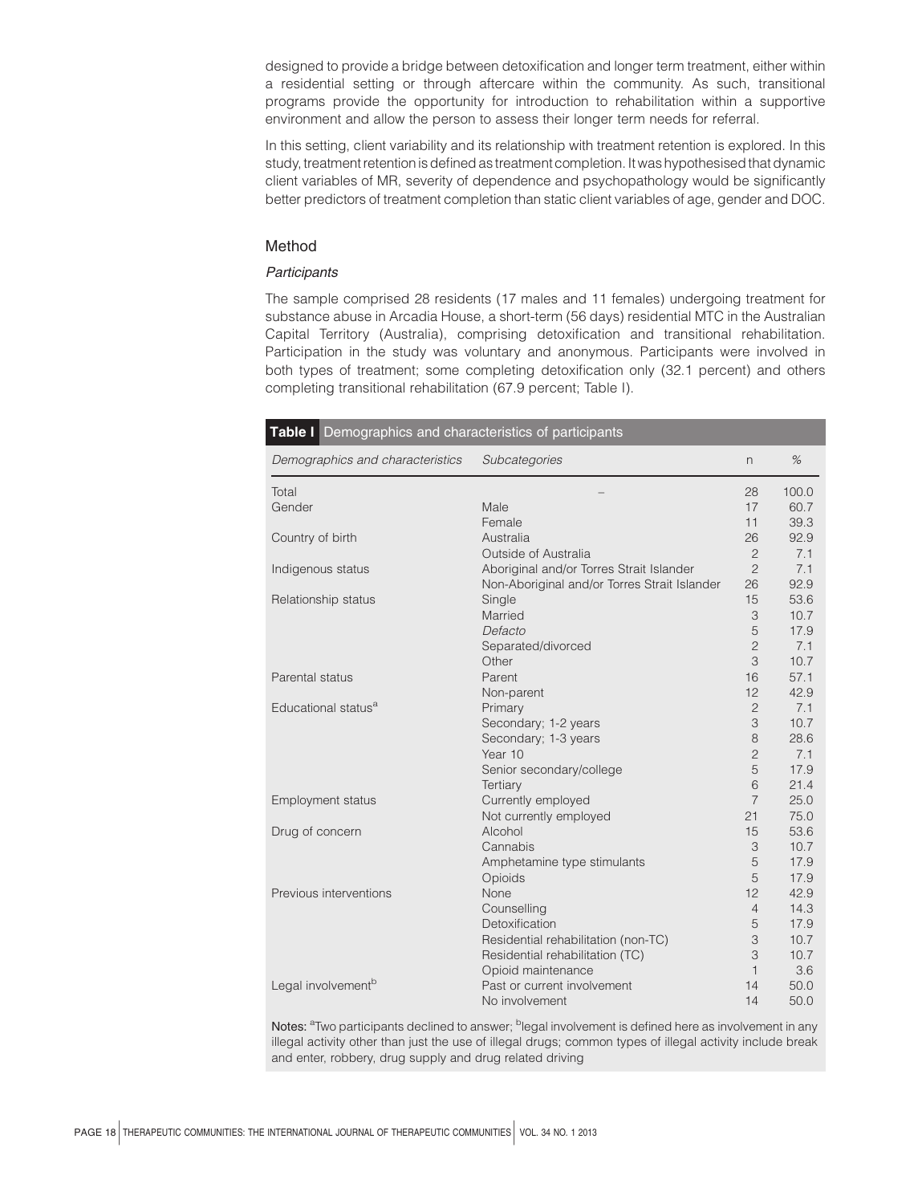designed to provide a bridge between detoxification and longer term treatment, either within a residential setting or through aftercare within the community. As such, transitional programs provide the opportunity for introduction to rehabilitation within a supportive environment and allow the person to assess their longer term needs for referral.

In this setting, client variability and its relationship with treatment retention is explored. In this study, treatment retention is defined as treatment completion. It was hypothesised that dynamic client variables of MR, severity of dependence and psychopathology would be significantly better predictors of treatment completion than static client variables of age, gender and DOC.

## Method

### *Participants*

The sample comprised 28 residents (17 males and 11 females) undergoing treatment for substance abuse in Arcadia House, a short-term (56 days) residential MTC in the Australian Capital Territory (Australia), comprising detoxification and transitional rehabilitation. Participation in the study was voluntary and anonymous. Participants were involved in both types of treatment; some completing detoxification only (32.1 percent) and others completing transitional rehabilitation (67.9 percent; Table I).

**Table I** Demographics and characteristics of participants

| *Demographics and characteristics* | *Subcategories* | n | % |
|---|---|---|---|
| Total | – | 28 | 100.0 |
| Gender | Male | 17 | 60.7 |
| | Female | 11 | 39.3 |
| Country of birth | Australia | 26 | 92.9 |
| | Outside of Australia | 2 | 7.1 |
| Indigenous status | Aboriginal and/or Torres Strait Islander | 2 | 7.1 |
| | Non-Aboriginal and/or Torres Strait Islander | 26 | 92.9 |
| Relationship status | Single | 15 | 53.6 |
| | Married | 3 | 10.7 |
| | *Defacto* | 5 | 17.9 |
| | Separated/divorced | 2 | 7.1 |
| | Other | 3 | 10.7 |
| Parental status | Parent | 16 | 57.1 |
| | Non-parent | 12 | 42.9 |
| Educational status[a] | Primary | 2 | 7.1 |
| | Secondary; 1-2 years | 3 | 10.7 |
| | Secondary; 1-3 years | 8 | 28.6 |
| | Year 10 | 2 | 7.1 |
| | Senior secondary/college | 5 | 17.9 |
| | Tertiary | 6 | 21.4 |
| Employment status | Currently employed | 7 | 25.0 |
| | Not currently employed | 21 | 75.0 |
| Drug of concern | Alcohol | 15 | 53.6 |
| | Cannabis | 3 | 10.7 |
| | Amphetamine type stimulants | 5 | 17.9 |
| | Opioids | 5 | 17.9 |
| Previous interventions | None | 12 | 42.9 |
| | Counselling | 4 | 14.3 |
| | Detoxification | 5 | 17.9 |
| | Residential rehabilitation (non-TC) | 3 | 10.7 |
| | Residential rehabilitation (TC) | 3 | 10.7 |
| | Opioid maintenance | 1 | 3.6 |
| Legal involvement[b] | Past or current involvement | 14 | 50.0 |
| | No involvement | 14 | 50.0 |

**Notes:** [a]Two participants declined to answer; [b]legal involvement is defined here as involvement in any illegal activity other than just the use of illegal drugs; common types of illegal activity include break and enter, robbery, drug supply and drug related driving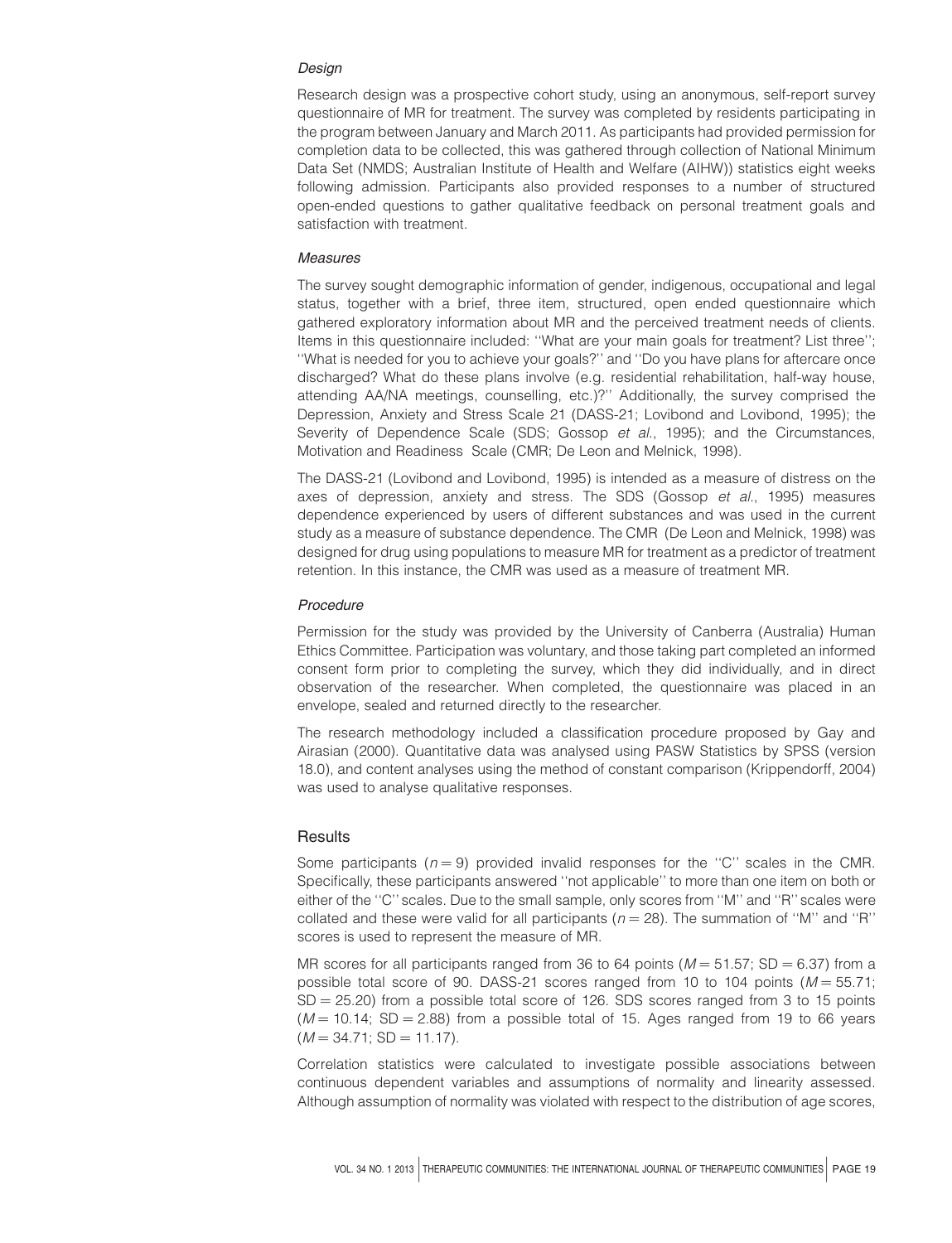### *Design*

Research design was a prospective cohort study, using an anonymous, self-report survey questionnaire of MR for treatment. The survey was completed by residents participating in the program between January and March 2011. As participants had provided permission for completion data to be collected, this was gathered through collection of National Minimum Data Set (NMDS; Australian Institute of Health and Welfare (AIHW)) statistics eight weeks following admission. Participants also provided responses to a number of structured open-ended questions to gather qualitative feedback on personal treatment goals and satisfaction with treatment.

### *Measures*

The survey sought demographic information of gender, indigenous, occupational and legal status, together with a brief, three item, structured, open ended questionnaire which gathered exploratory information about MR and the perceived treatment needs of clients. Items in this questionnaire included: ''What are your main goals for treatment? List three''; ''What is needed for you to achieve your goals?'' and ''Do you have plans for aftercare once discharged? What do these plans involve (e.g. residential rehabilitation, half-way house, attending AA/NA meetings, counselling, etc.)?'' Additionally, the survey comprised the Depression, Anxiety and Stress Scale 21 (DASS-21; Lovibond and Lovibond, 1995); the Severity of Dependence Scale (SDS; Gossop *et al.*, 1995); and the Circumstances, Motivation and Readiness Scale (CMR; De Leon and Melnick, 1998).

The DASS-21 (Lovibond and Lovibond, 1995) is intended as a measure of distress on the axes of depression, anxiety and stress. The SDS (Gossop *et al.*, 1995) measures dependence experienced by users of different substances and was used in the current study as a measure of substance dependence. The CMR (De Leon and Melnick, 1998) was designed for drug using populations to measure MR for treatment as a predictor of treatment retention. In this instance, the CMR was used as a measure of treatment MR.

### *Procedure*

Permission for the study was provided by the University of Canberra (Australia) Human Ethics Committee. Participation was voluntary, and those taking part completed an informed consent form prior to completing the survey, which they did individually, and in direct observation of the researcher. When completed, the questionnaire was placed in an envelope, sealed and returned directly to the researcher.

The research methodology included a classification procedure proposed by Gay and Airasian (2000). Quantitative data was analysed using PASW Statistics by SPSS (version 18.0), and content analyses using the method of constant comparison (Krippendorff, 2004) was used to analyse qualitative responses.

## Results

Some participants ($n = 9$) provided invalid responses for the ''C'' scales in the CMR. Specifically, these participants answered ''not applicable'' to more than one item on both or either of the ''C'' scales. Due to the small sample, only scores from ''M'' and ''R'' scales were collated and these were valid for all participants ($n = 28$). The summation of ''M'' and ''R'' scores is used to represent the measure of MR.

MR scores for all participants ranged from 36 to 64 points ($M = 51.57$; $SD = 6.37$) from a possible total score of 90. DASS-21 scores ranged from 10 to 104 points ($M = 55.71$; $SD = 25.20$) from a possible total score of 126. SDS scores ranged from 3 to 15 points ($M = 10.14$; $SD = 2.88$) from a possible total of 15. Ages ranged from 19 to 66 years ($M = 34.71$; $SD = 11.17$).

Correlation statistics were calculated to investigate possible associations between continuous dependent variables and assumptions of normality and linearity assessed. Although assumption of normality was violated with respect to the distribution of age scores,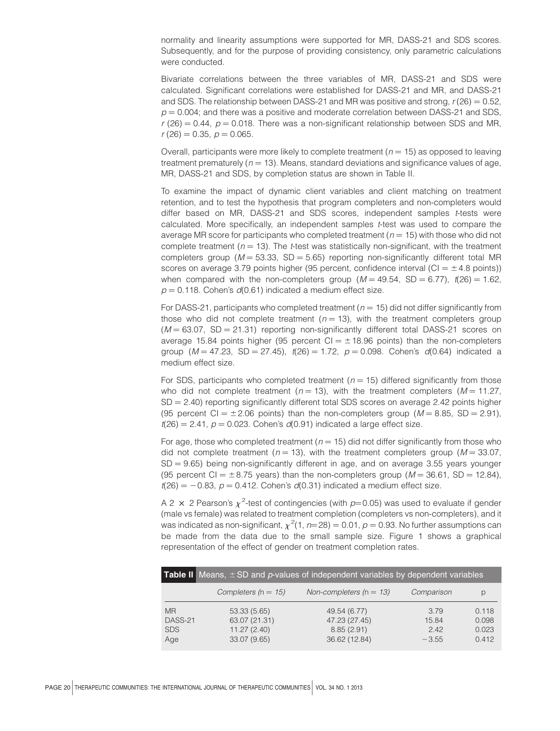normality and linearity assumptions were supported for MR, DASS-21 and SDS scores. Subsequently, and for the purpose of providing consistency, only parametric calculations were conducted.

Bivariate correlations between the three variables of MR, DASS-21 and SDS were calculated. Significant correlations were established for DASS-21 and MR, and DASS-21 and SDS. The relationship between DASS-21 and MR was positive and strong, $r(26) = 0.52$, $p = 0.004$; and there was a positive and moderate correlation between DASS-21 and SDS, $r(26) = 0.44$, $p = 0.018$. There was a non-significant relationship between SDS and MR, $r(26) = 0.35$, $p = 0.065$.

Overall, participants were more likely to complete treatment ($n = 15$) as opposed to leaving treatment prematurely ($n = 13$). Means, standard deviations and significance values of age, MR, DASS-21 and SDS, by completion status are shown in Table II.

To examine the impact of dynamic client variables and client matching on treatment retention, and to test the hypothesis that program completers and non-completers would differ based on MR, DASS-21 and SDS scores, independent samples *t*-tests were calculated. More specifically, an independent samples *t*-test was used to compare the average MR score for participants who completed treatment ($n = 15$) with those who did not complete treatment ($n = 13$). The *t*-test was statistically non-significant, with the treatment completers group ($M = 53.33$, $SD = 5.65$) reporting non-significantly different total MR scores on average 3.79 points higher (95 percent, confidence interval ($CI = \pm 4.8$ points)) when compared with the non-completers group ($M = 49.54$, $SD = 6.77$), $t(26) = 1.62$, $p = 0.118$. Cohen's $d(0.61)$ indicated a medium effect size.

For DASS-21, participants who completed treatment ($n = 15$) did not differ significantly from those who did not complete treatment ($n = 13$), with the treatment completers group ($M = 63.07$, $SD = 21.31$) reporting non-significantly different total DASS-21 scores on average 15.84 points higher (95 percent $CI = \pm 18.96$ points) than the non-completers group ($M = 47.23$, $SD = 27.45$), $t(26) = 1.72$, $p = 0.098$. Cohen's $d(0.64)$ indicated a medium effect size.

For SDS, participants who completed treatment ($n = 15$) differed significantly from those who did not complete treatment ($n = 13$), with the treatment completers ($M = 11.27$, $SD = 2.40$) reporting significantly different total SDS scores on average 2.42 points higher (95 percent $CI = \pm 2.06$ points) than the non-completers group ($M = 8.85$, $SD = 2.91$), $t(26) = 2.41$, $p = 0.023$. Cohen's $d(0.91)$ indicated a large effect size.

For age, those who completed treatment ($n = 15$) did not differ significantly from those who did not complete treatment ($n = 13$), with the treatment completers group ($M = 33.07$, $SD = 9.65$) being non-significantly different in age, and on average 3.55 years younger (95 percent $CI = \pm 8.75$ years) than the non-completers group ($M = 36.61$, $SD = 12.84$), $t(26) = -0.83$, $p = 0.412$. Cohen's $d(0.31)$ indicated a medium effect size.

A $2 \times 2$ Pearson's $\chi^2$-test of contingencies (with $p = 0.05$) was used to evaluate if gender (male vs female) was related to treatment completion (completers vs non-completers), and it was indicated as non-significant, $\chi^2(1, n = 28) = 0.01$, $p = 0.93$. No further assumptions can be made from the data due to the small sample size. Figure 1 shows a graphical representation of the effect of gender on treatment completion rates.

**Table II** Means, $\pm$ SD and *p*-values of independent variables by dependent variables

| | *Completers (n = 15)* | *Non-completers (n = 13)* | *Comparison* | p |
|---|---|---|---|---|
| MR | 53.33 (5.65) | 49.54 (6.77) | 3.79 | 0.118 |
| DASS-21 | 63.07 (21.31) | 47.23 (27.45) | 15.84 | 0.098 |
| SDS | 11.27 (2.40) | 8.85 (2.91) | 2.42 | 0.023 |
| Age | 33.07 (9.65) | 36.62 (12.84) | −3.55 | 0.412 |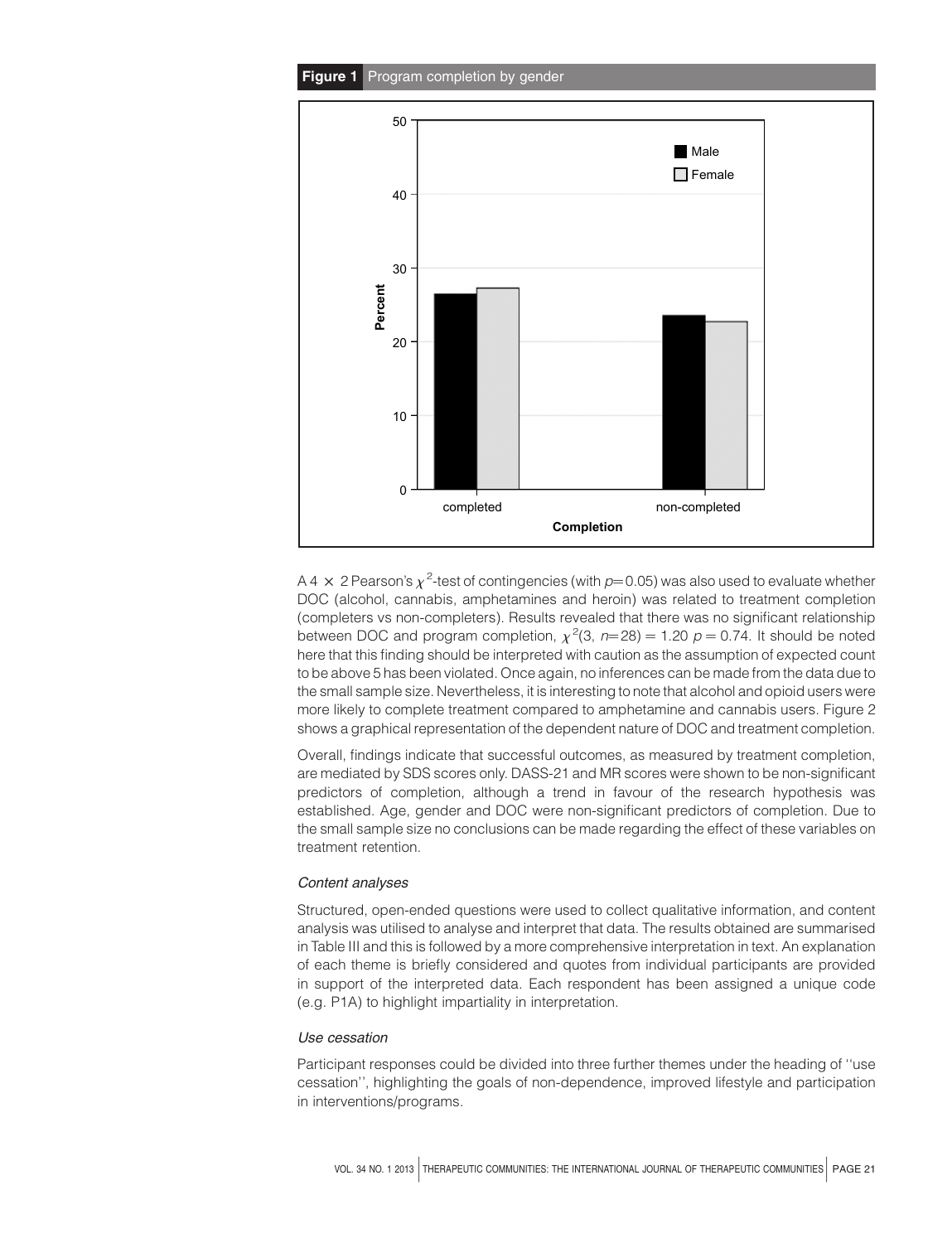**Figure 1** Program completion by gender

A 4 × 2 Pearson's $\chi^2$-test of contingencies (with $p$=0.05) was also used to evaluate whether DOC (alcohol, cannabis, amphetamines and heroin) was related to treatment completion (completers vs non-completers). Results revealed that there was no significant relationship between DOC and program completion, $\chi^2(3,\ n=28) = 1.20\ p = 0.74$. It should be noted here that this finding should be interpreted with caution as the assumption of expected count to be above 5 has been violated. Once again, no inferences can be made from the data due to the small sample size. Nevertheless, it is interesting to note that alcohol and opioid users were more likely to complete treatment compared to amphetamine and cannabis users. Figure 2 shows a graphical representation of the dependent nature of DOC and treatment completion.

Overall, findings indicate that successful outcomes, as measured by treatment completion, are mediated by SDS scores only. DASS-21 and MR scores were shown to be non-significant predictors of completion, although a trend in favour of the research hypothesis was established. Age, gender and DOC were non-significant predictors of completion. Due to the small sample size no conclusions can be made regarding the effect of these variables on treatment retention.

### *Content analyses*

Structured, open-ended questions were used to collect qualitative information, and content analysis was utilised to analyse and interpret that data. The results obtained are summarised in Table III and this is followed by a more comprehensive interpretation in text. An explanation of each theme is briefly considered and quotes from individual participants are provided in support of the interpreted data. Each respondent has been assigned a unique code (e.g. P1A) to highlight impartiality in interpretation.

### *Use cessation*

Participant responses could be divided into three further themes under the heading of ''use cessation'', highlighting the goals of non-dependence, improved lifestyle and participation in interventions/programs.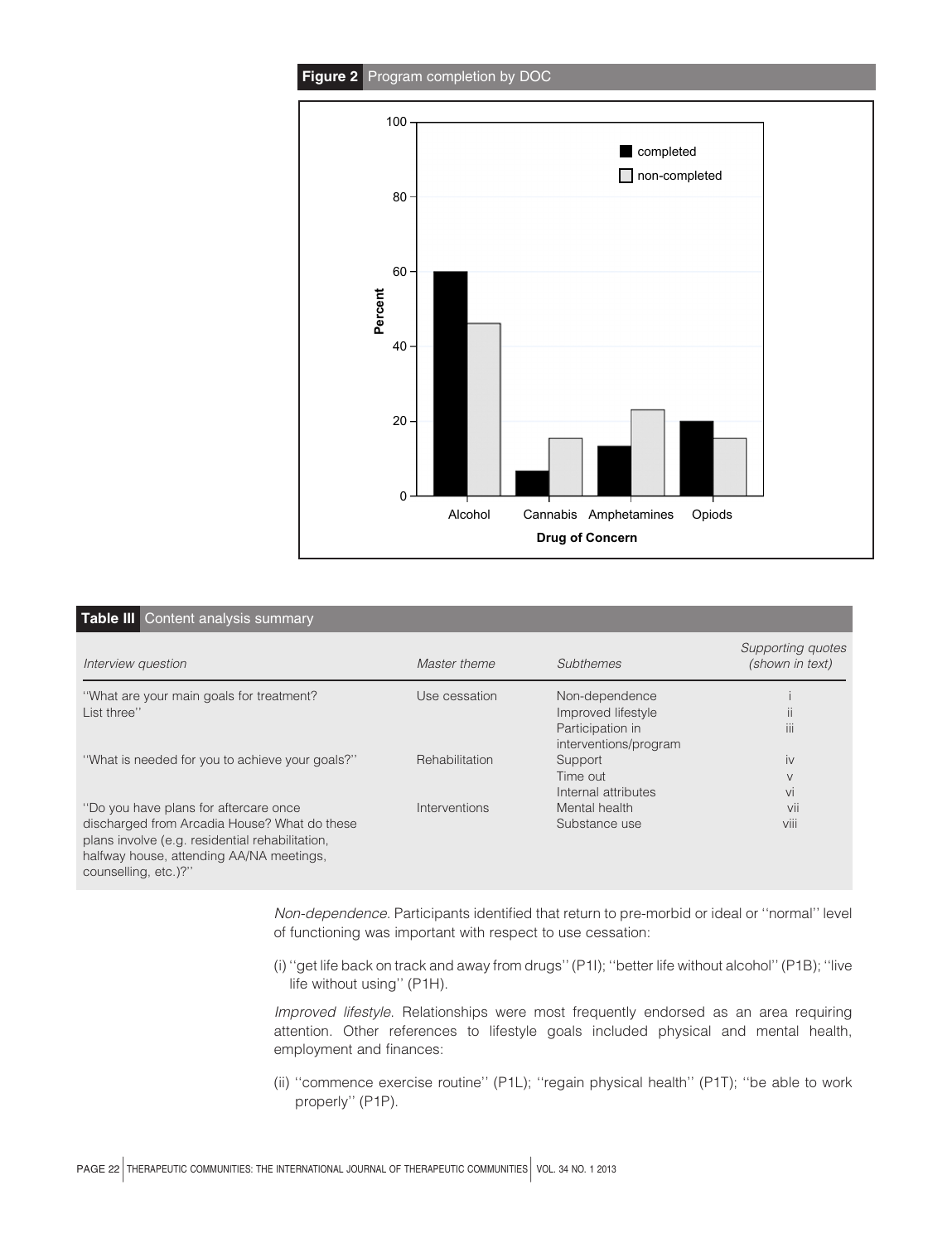**Figure 2** Program completion by DOC

**Table III** Content analysis summary

| Interview question | Master theme | Subthemes | Supporting quotes (shown in text) |
|---|---|---|---|
| "What are your main goals for treatment? List three" | Use cessation | Non-dependence | i |
| | | Improved lifestyle | ii |
| | | Participation in interventions/program | iii |
| "What is needed for you to achieve your goals?" | Rehabilitation | Support | iv |
| | | Time out | v |
| | | Internal attributes | vi |
| "Do you have plans for aftercare once discharged from Arcadia House? What do these plans involve (e.g. residential rehabilitation, halfway house, attending AA/NA meetings, counselling, etc.)?" | Interventions | Mental health | vii |
| | | Substance use | viii |

*Non-dependence.* Participants identified that return to pre-morbid or ideal or "normal" level of functioning was important with respect to use cessation:

(i) "get life back on track and away from drugs" (P1I); "better life without alcohol" (P1B); "live life without using" (P1H).

*Improved lifestyle.* Relationships were most frequently endorsed as an area requiring attention. Other references to lifestyle goals included physical and mental health, employment and finances:

(ii) "commence exercise routine" (P1L); "regain physical health" (P1T); "be able to work properly" (P1P).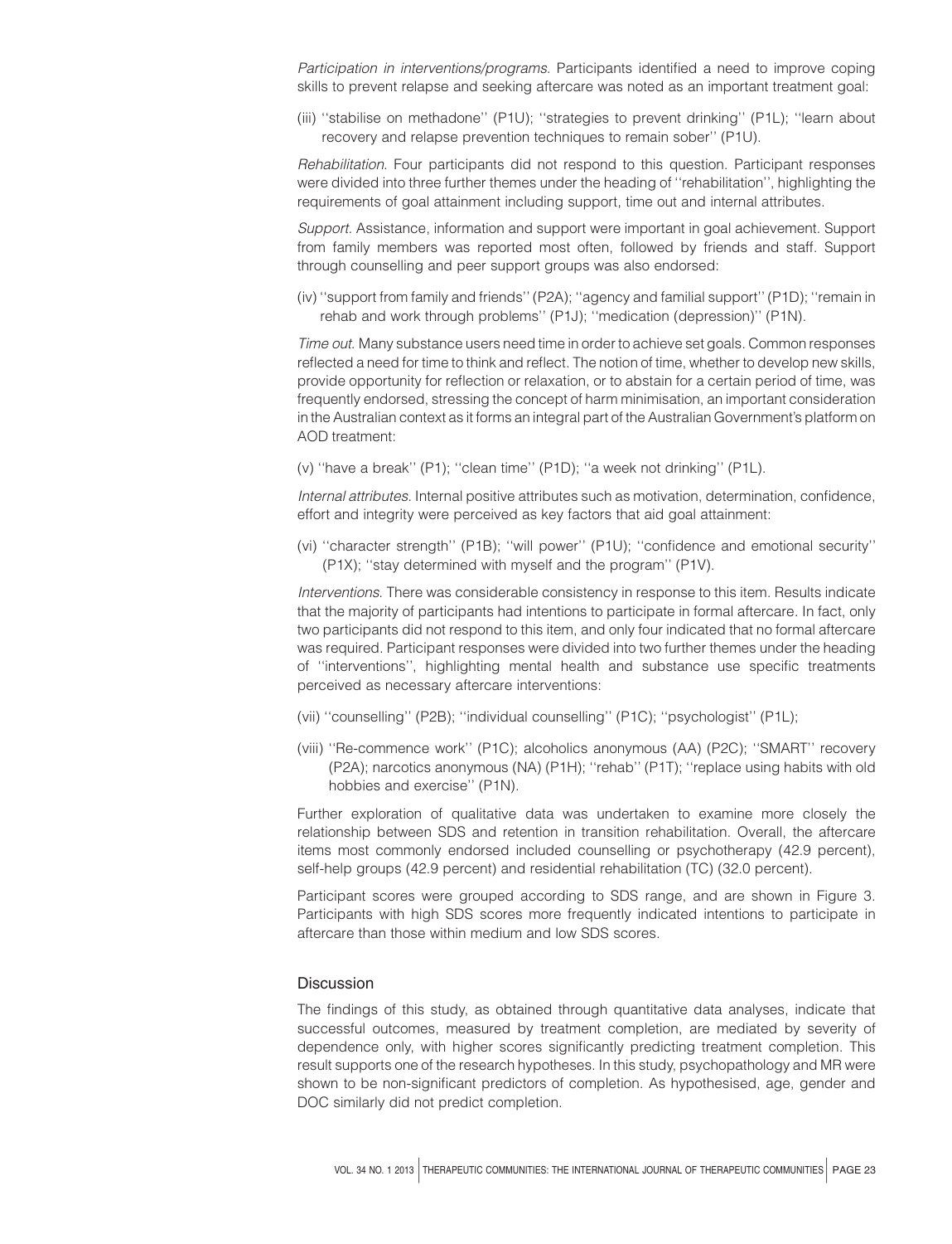*Participation in interventions/programs.* Participants identified a need to improve coping skills to prevent relapse and seeking aftercare was noted as an important treatment goal:

(iii) ''stabilise on methadone'' (P1U); ''strategies to prevent drinking'' (P1L); ''learn about recovery and relapse prevention techniques to remain sober'' (P1U).

*Rehabilitation.* Four participants did not respond to this question. Participant responses were divided into three further themes under the heading of ''rehabilitation'', highlighting the requirements of goal attainment including support, time out and internal attributes.

*Support.* Assistance, information and support were important in goal achievement. Support from family members was reported most often, followed by friends and staff. Support through counselling and peer support groups was also endorsed:

(iv) ''support from family and friends'' (P2A); ''agency and familial support'' (P1D); ''remain in rehab and work through problems'' (P1J); ''medication (depression)'' (P1N).

*Time out.* Many substance users need time in order to achieve set goals. Common responses reflected a need for time to think and reflect. The notion of time, whether to develop new skills, provide opportunity for reflection or relaxation, or to abstain for a certain period of time, was frequently endorsed, stressing the concept of harm minimisation, an important consideration in the Australian context as it forms an integral part of the Australian Government's platform on AOD treatment:

(v) ''have a break'' (P1); ''clean time'' (P1D); ''a week not drinking'' (P1L).

*Internal attributes.* Internal positive attributes such as motivation, determination, confidence, effort and integrity were perceived as key factors that aid goal attainment:

(vi) ''character strength'' (P1B); ''will power'' (P1U); ''confidence and emotional security'' (P1X); ''stay determined with myself and the program'' (P1V).

*Interventions.* There was considerable consistency in response to this item. Results indicate that the majority of participants had intentions to participate in formal aftercare. In fact, only two participants did not respond to this item, and only four indicated that no formal aftercare was required. Participant responses were divided into two further themes under the heading of ''interventions'', highlighting mental health and substance use specific treatments perceived as necessary aftercare interventions:

(vii) ''counselling'' (P2B); ''individual counselling'' (P1C); ''psychologist'' (P1L);

(viii) ''Re-commence work'' (P1C); alcoholics anonymous (AA) (P2C); ''SMART'' recovery (P2A); narcotics anonymous (NA) (P1H); ''rehab'' (P1T); ''replace using habits with old hobbies and exercise'' (P1N).

Further exploration of qualitative data was undertaken to examine more closely the relationship between SDS and retention in transition rehabilitation. Overall, the aftercare items most commonly endorsed included counselling or psychotherapy (42.9 percent), self-help groups (42.9 percent) and residential rehabilitation (TC) (32.0 percent).

Participant scores were grouped according to SDS range, and are shown in Figure 3. Participants with high SDS scores more frequently indicated intentions to participate in aftercare than those within medium and low SDS scores.

## Discussion

The findings of this study, as obtained through quantitative data analyses, indicate that successful outcomes, measured by treatment completion, are mediated by severity of dependence only, with higher scores significantly predicting treatment completion. This result supports one of the research hypotheses. In this study, psychopathology and MR were shown to be non-significant predictors of completion. As hypothesised, age, gender and DOC similarly did not predict completion.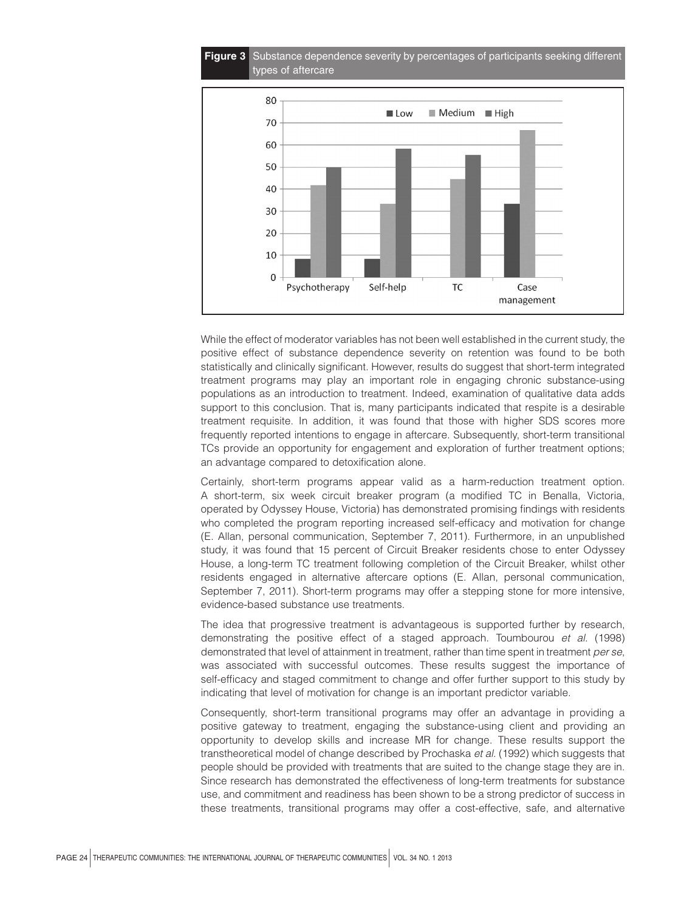**Figure 3** Substance dependence severity by percentages of participants seeking different types of aftercare

While the effect of moderator variables has not been well established in the current study, the positive effect of substance dependence severity on retention was found to be both statistically and clinically significant. However, results do suggest that short-term integrated treatment programs may play an important role in engaging chronic substance-using populations as an introduction to treatment. Indeed, examination of qualitative data adds support to this conclusion. That is, many participants indicated that respite is a desirable treatment requisite. In addition, it was found that those with higher SDS scores more frequently reported intentions to engage in aftercare. Subsequently, short-term transitional TCs provide an opportunity for engagement and exploration of further treatment options; an advantage compared to detoxification alone.

Certainly, short-term programs appear valid as a harm-reduction treatment option. A short-term, six week circuit breaker program (a modified TC in Benalla, Victoria, operated by Odyssey House, Victoria) has demonstrated promising findings with residents who completed the program reporting increased self-efficacy and motivation for change (E. Allan, personal communication, September 7, 2011). Furthermore, in an unpublished study, it was found that 15 percent of Circuit Breaker residents chose to enter Odyssey House, a long-term TC treatment following completion of the Circuit Breaker, whilst other residents engaged in alternative aftercare options (E. Allan, personal communication, September 7, 2011). Short-term programs may offer a stepping stone for more intensive, evidence-based substance use treatments.

The idea that progressive treatment is advantageous is supported further by research, demonstrating the positive effect of a staged approach. Toumbourou *et al.* (1998) demonstrated that level of attainment in treatment, rather than time spent in treatment *per se*, was associated with successful outcomes. These results suggest the importance of self-efficacy and staged commitment to change and offer further support to this study by indicating that level of motivation for change is an important predictor variable.

Consequently, short-term transitional programs may offer an advantage in providing a positive gateway to treatment, engaging the substance-using client and providing an opportunity to develop skills and increase MR for change. These results support the transtheoretical model of change described by Prochaska *et al.* (1992) which suggests that people should be provided with treatments that are suited to the change stage they are in. Since research has demonstrated the effectiveness of long-term treatments for substance use, and commitment and readiness has been shown to be a strong predictor of success in these treatments, transitional programs may offer a cost-effective, safe, and alternative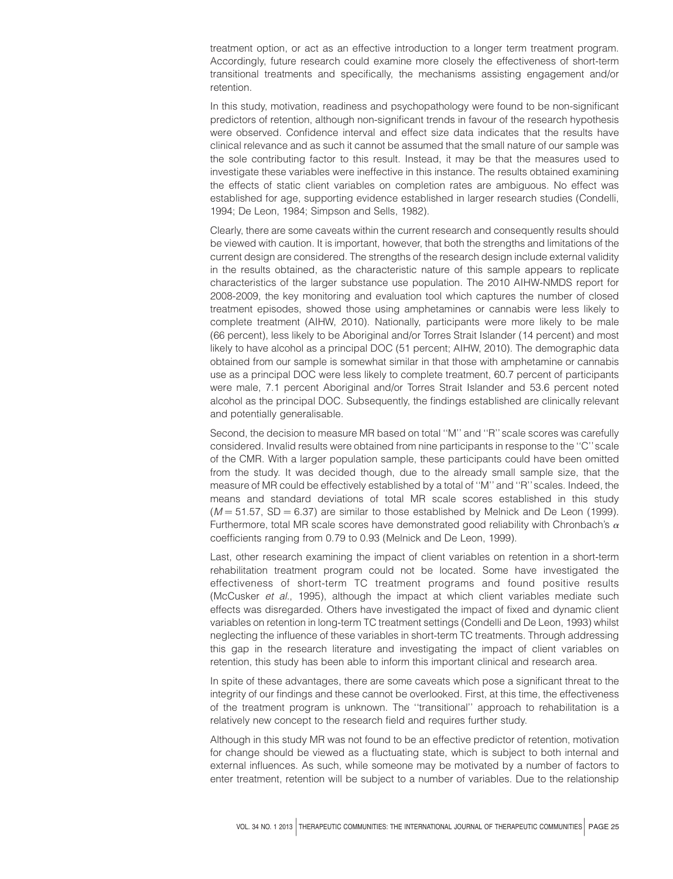treatment option, or act as an effective introduction to a longer term treatment program. Accordingly, future research could examine more closely the effectiveness of short-term transitional treatments and specifically, the mechanisms assisting engagement and/or retention.

In this study, motivation, readiness and psychopathology were found to be non-significant predictors of retention, although non-significant trends in favour of the research hypothesis were observed. Confidence interval and effect size data indicates that the results have clinical relevance and as such it cannot be assumed that the small nature of our sample was the sole contributing factor to this result. Instead, it may be that the measures used to investigate these variables were ineffective in this instance. The results obtained examining the effects of static client variables on completion rates are ambiguous. No effect was established for age, supporting evidence established in larger research studies (Condelli, 1994; De Leon, 1984; Simpson and Sells, 1982).

Clearly, there are some caveats within the current research and consequently results should be viewed with caution. It is important, however, that both the strengths and limitations of the current design are considered. The strengths of the research design include external validity in the results obtained, as the characteristic nature of this sample appears to replicate characteristics of the larger substance use population. The 2010 AIHW-NMDS report for 2008-2009, the key monitoring and evaluation tool which captures the number of closed treatment episodes, showed those using amphetamines or cannabis were less likely to complete treatment (AIHW, 2010). Nationally, participants were more likely to be male (66 percent), less likely to be Aboriginal and/or Torres Strait Islander (14 percent) and most likely to have alcohol as a principal DOC (51 percent; AIHW, 2010). The demographic data obtained from our sample is somewhat similar in that those with amphetamine or cannabis use as a principal DOC were less likely to complete treatment, 60.7 percent of participants were male, 7.1 percent Aboriginal and/or Torres Strait Islander and 53.6 percent noted alcohol as the principal DOC. Subsequently, the findings established are clinically relevant and potentially generalisable.

Second, the decision to measure MR based on total ''M'' and ''R'' scale scores was carefully considered. Invalid results were obtained from nine participants in response to the ''C'' scale of the CMR. With a larger population sample, these participants could have been omitted from the study. It was decided though, due to the already small sample size, that the measure of MR could be effectively established by a total of ''M'' and ''R'' scales. Indeed, the means and standard deviations of total MR scale scores established in this study ($M = 51.57$, $SD = 6.37$) are similar to those established by Melnick and De Leon (1999). Furthermore, total MR scale scores have demonstrated good reliability with Chronbach's $\alpha$ coefficients ranging from 0.79 to 0.93 (Melnick and De Leon, 1999).

Last, other research examining the impact of client variables on retention in a short-term rehabilitation treatment program could not be located. Some have investigated the effectiveness of short-term TC treatment programs and found positive results (McCusker *et al.*, 1995), although the impact at which client variables mediate such effects was disregarded. Others have investigated the impact of fixed and dynamic client variables on retention in long-term TC treatment settings (Condelli and De Leon, 1993) whilst neglecting the influence of these variables in short-term TC treatments. Through addressing this gap in the research literature and investigating the impact of client variables on retention, this study has been able to inform this important clinical and research area.

In spite of these advantages, there are some caveats which pose a significant threat to the integrity of our findings and these cannot be overlooked. First, at this time, the effectiveness of the treatment program is unknown. The ''transitional'' approach to rehabilitation is a relatively new concept to the research field and requires further study.

Although in this study MR was not found to be an effective predictor of retention, motivation for change should be viewed as a fluctuating state, which is subject to both internal and external influences. As such, while someone may be motivated by a number of factors to enter treatment, retention will be subject to a number of variables. Due to the relationship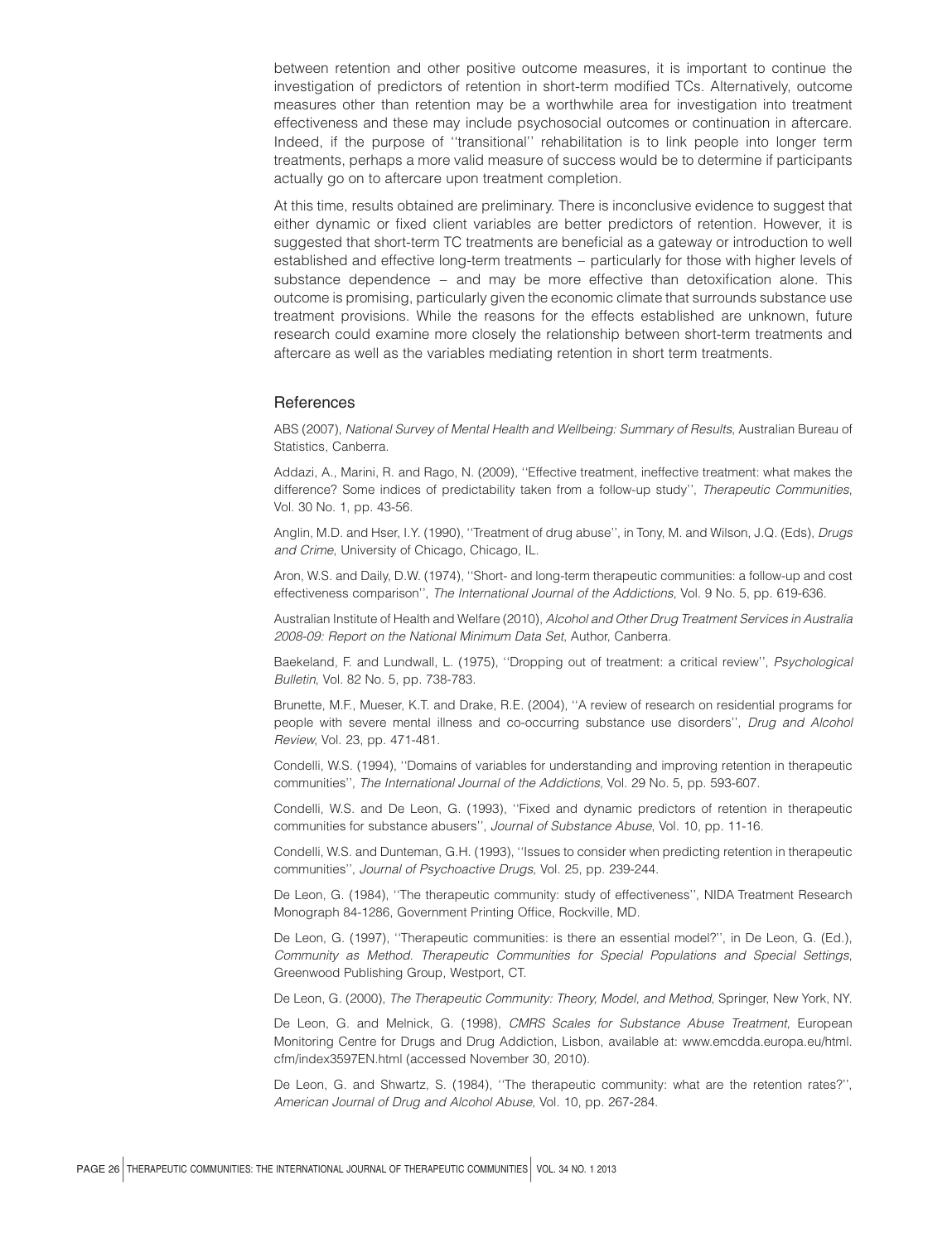between retention and other positive outcome measures, it is important to continue the investigation of predictors of retention in short-term modified TCs. Alternatively, outcome measures other than retention may be a worthwhile area for investigation into treatment effectiveness and these may include psychosocial outcomes or continuation in aftercare. Indeed, if the purpose of ''transitional'' rehabilitation is to link people into longer term treatments, perhaps a more valid measure of success would be to determine if participants actually go on to aftercare upon treatment completion.

At this time, results obtained are preliminary. There is inconclusive evidence to suggest that either dynamic or fixed client variables are better predictors of retention. However, it is suggested that short-term TC treatments are beneficial as a gateway or introduction to well established and effective long-term treatments – particularly for those with higher levels of substance dependence – and may be more effective than detoxification alone. This outcome is promising, particularly given the economic climate that surrounds substance use treatment provisions. While the reasons for the effects established are unknown, future research could examine more closely the relationship between short-term treatments and aftercare as well as the variables mediating retention in short term treatments.

## References

ABS (2007), *National Survey of Mental Health and Wellbeing: Summary of Results*, Australian Bureau of Statistics, Canberra.

Addazi, A., Marini, R. and Rago, N. (2009), ''Effective treatment, ineffective treatment: what makes the difference? Some indices of predictability taken from a follow-up study'', *Therapeutic Communities*, Vol. 30 No. 1, pp. 43-56.

Anglin, M.D. and Hser, I.Y. (1990), ''Treatment of drug abuse'', in Tony, M. and Wilson, J.Q. (Eds), *Drugs and Crime*, University of Chicago, Chicago, IL.

Aron, W.S. and Daily, D.W. (1974), ''Short- and long-term therapeutic communities: a follow-up and cost effectiveness comparison'', *The International Journal of the Addictions*, Vol. 9 No. 5, pp. 619-636.

Australian Institute of Health and Welfare (2010), *Alcohol and Other Drug Treatment Services in Australia 2008-09: Report on the National Minimum Data Set*, Author, Canberra.

Baekeland, F. and Lundwall, L. (1975), ''Dropping out of treatment: a critical review'', *Psychological Bulletin*, Vol. 82 No. 5, pp. 738-783.

Brunette, M.F., Mueser, K.T. and Drake, R.E. (2004), ''A review of research on residential programs for people with severe mental illness and co-occurring substance use disorders'', *Drug and Alcohol Review*, Vol. 23, pp. 471-481.

Condelli, W.S. (1994), ''Domains of variables for understanding and improving retention in therapeutic communities'', *The International Journal of the Addictions*, Vol. 29 No. 5, pp. 593-607.

Condelli, W.S. and De Leon, G. (1993), ''Fixed and dynamic predictors of retention in therapeutic communities for substance abusers'', *Journal of Substance Abuse*, Vol. 10, pp. 11-16.

Condelli, W.S. and Dunteman, G.H. (1993), ''Issues to consider when predicting retention in therapeutic communities'', *Journal of Psychoactive Drugs*, Vol. 25, pp. 239-244.

De Leon, G. (1984), ''The therapeutic community: study of effectiveness'', NIDA Treatment Research Monograph 84-1286, Government Printing Office, Rockville, MD.

De Leon, G. (1997), ''Therapeutic communities: is there an essential model?'', in De Leon, G. (Ed.), *Community as Method. Therapeutic Communities for Special Populations and Special Settings*, Greenwood Publishing Group, Westport, CT.

De Leon, G. (2000), *The Therapeutic Community: Theory, Model, and Method*, Springer, New York, NY.

De Leon, G. and Melnick, G. (1998), *CMRS Scales for Substance Abuse Treatment*, European Monitoring Centre for Drugs and Drug Addiction, Lisbon, available at: www.emcdda.europa.eu/html.cfm/index3597EN.html (accessed November 30, 2010).

De Leon, G. and Shwartz, S. (1984), ''The therapeutic community: what are the retention rates?'', *American Journal of Drug and Alcohol Abuse*, Vol. 10, pp. 267-284.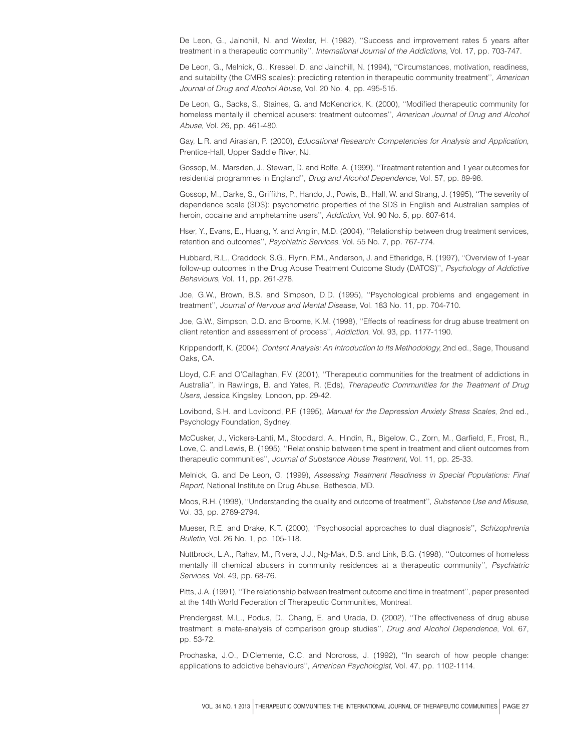De Leon, G., Jainchill, N. and Wexler, H. (1982), ''Success and improvement rates 5 years after treatment in a therapeutic community'', *International Journal of the Addictions*, Vol. 17, pp. 703-747.

De Leon, G., Melnick, G., Kressel, D. and Jainchill, N. (1994), ''Circumstances, motivation, readiness, and suitability (the CMRS scales): predicting retention in therapeutic community treatment'', *American Journal of Drug and Alcohol Abuse*, Vol. 20 No. 4, pp. 495-515.

De Leon, G., Sacks, S., Staines, G. and McKendrick, K. (2000), ''Modified therapeutic community for homeless mentally ill chemical abusers: treatment outcomes'', *American Journal of Drug and Alcohol Abuse*, Vol. 26, pp. 461-480.

Gay, L.R. and Airasian, P. (2000), *Educational Research: Competencies for Analysis and Application*, Prentice-Hall, Upper Saddle River, NJ.

Gossop, M., Marsden, J., Stewart, D. and Rolfe, A. (1999), ''Treatment retention and 1 year outcomes for residential programmes in England'', *Drug and Alcohol Dependence*, Vol. 57, pp. 89-98.

Gossop, M., Darke, S., Griffiths, P., Hando, J., Powis, B., Hall, W. and Strang, J. (1995), ''The severity of dependence scale (SDS): psychometric properties of the SDS in English and Australian samples of heroin, cocaine and amphetamine users'', *Addiction*, Vol. 90 No. 5, pp. 607-614.

Hser, Y., Evans, E., Huang, Y. and Anglin, M.D. (2004), ''Relationship between drug treatment services, retention and outcomes'', *Psychiatric Services*, Vol. 55 No. 7, pp. 767-774.

Hubbard, R.L., Craddock, S.G., Flynn, P.M., Anderson, J. and Etheridge, R. (1997), ''Overview of 1-year follow-up outcomes in the Drug Abuse Treatment Outcome Study (DATOS)'', *Psychology of Addictive Behaviours*, Vol. 11, pp. 261-278.

Joe, G.W., Brown, B.S. and Simpson, D.D. (1995), ''Psychological problems and engagement in treatment'', *Journal of Nervous and Mental Disease*, Vol. 183 No. 11, pp. 704-710.

Joe, G.W., Simpson, D.D. and Broome, K.M. (1998), ''Effects of readiness for drug abuse treatment on client retention and assessment of process'', *Addiction*, Vol. 93, pp. 1177-1190.

Krippendorff, K. (2004), *Content Analysis: An Introduction to Its Methodology*, 2nd ed., Sage, Thousand Oaks, CA.

Lloyd, C.F. and O'Callaghan, F.V. (2001), ''Therapeutic communities for the treatment of addictions in Australia'', in Rawlings, B. and Yates, R. (Eds), *Therapeutic Communities for the Treatment of Drug Users*, Jessica Kingsley, London, pp. 29-42.

Lovibond, S.H. and Lovibond, P.F. (1995), *Manual for the Depression Anxiety Stress Scales*, 2nd ed., Psychology Foundation, Sydney.

McCusker, J., Vickers-Lahti, M., Stoddard, A., Hindin, R., Bigelow, C., Zorn, M., Garfield, F., Frost, R., Love, C. and Lewis, B. (1995), ''Relationship between time spent in treatment and client outcomes from therapeutic communities'', *Journal of Substance Abuse Treatment*, Vol. 11, pp. 25-33.

Melnick, G. and De Leon, G. (1999), *Assessing Treatment Readiness in Special Populations: Final Report*, National Institute on Drug Abuse, Bethesda, MD.

Moos, R.H. (1998), ''Understanding the quality and outcome of treatment'', *Substance Use and Misuse*, Vol. 33, pp. 2789-2794.

Mueser, R.E. and Drake, K.T. (2000), ''Psychosocial approaches to dual diagnosis'', *Schizophrenia Bulletin*, Vol. 26 No. 1, pp. 105-118.

Nuttbrock, L.A., Rahav, M., Rivera, J.J., Ng-Mak, D.S. and Link, B.G. (1998), ''Outcomes of homeless mentally ill chemical abusers in community residences at a therapeutic community'', *Psychiatric Services*, Vol. 49, pp. 68-76.

Pitts, J.A. (1991), ''The relationship between treatment outcome and time in treatment'', paper presented at the 14th World Federation of Therapeutic Communities, Montreal.

Prendergast, M.L., Podus, D., Chang, E. and Urada, D. (2002), ''The effectiveness of drug abuse treatment: a meta-analysis of comparison group studies'', *Drug and Alcohol Dependence*, Vol. 67, pp. 53-72.

Prochaska, J.O., DiClemente, C.C. and Norcross, J. (1992), ''In search of how people change: applications to addictive behaviours'', *American Psychologist*, Vol. 47, pp. 1102-1114.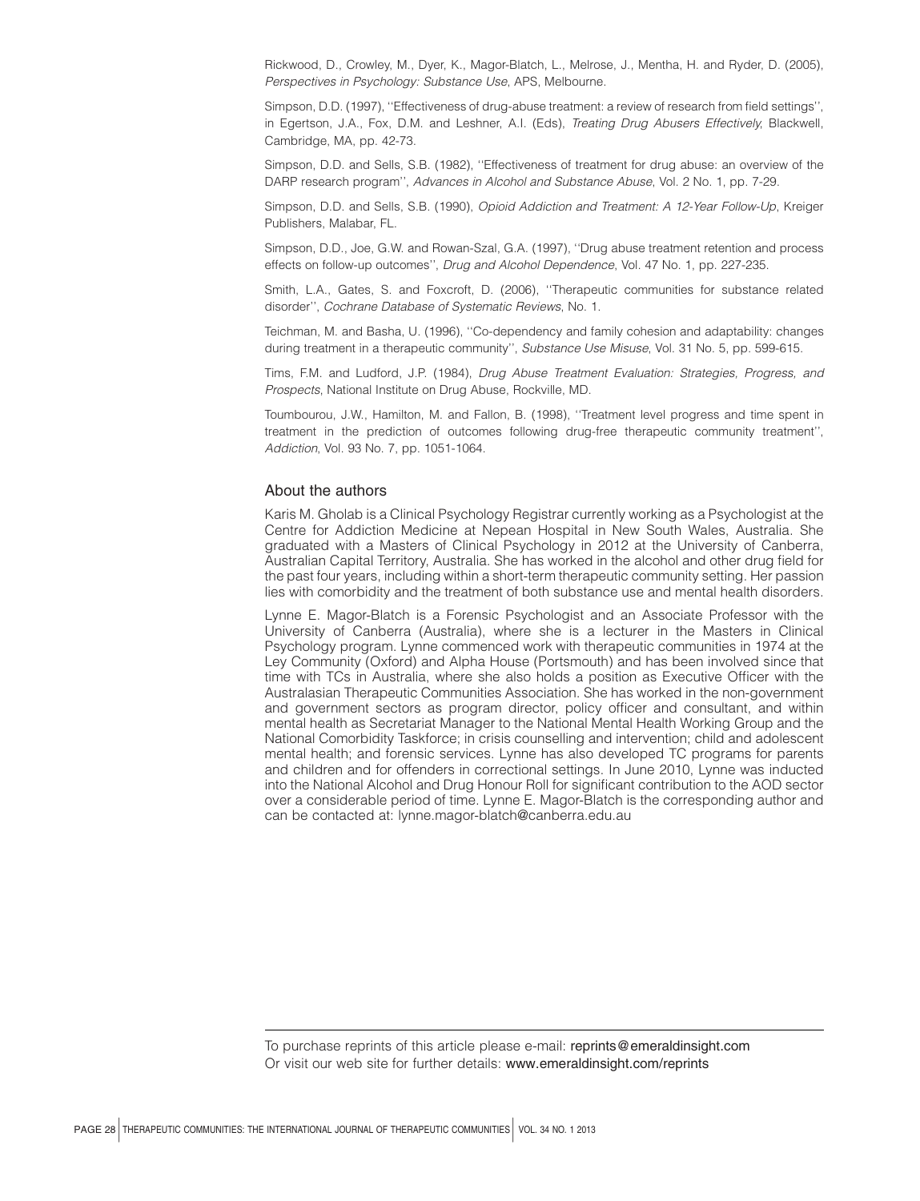Rickwood, D., Crowley, M., Dyer, K., Magor-Blatch, L., Melrose, J., Mentha, H. and Ryder, D. (2005), *Perspectives in Psychology: Substance Use*, APS, Melbourne.

Simpson, D.D. (1997), ''Effectiveness of drug-abuse treatment: a review of research from field settings'', in Egertson, J.A., Fox, D.M. and Leshner, A.I. (Eds), *Treating Drug Abusers Effectively*, Blackwell, Cambridge, MA, pp. 42-73.

Simpson, D.D. and Sells, S.B. (1982), ''Effectiveness of treatment for drug abuse: an overview of the DARP research program'', *Advances in Alcohol and Substance Abuse*, Vol. 2 No. 1, pp. 7-29.

Simpson, D.D. and Sells, S.B. (1990), *Opioid Addiction and Treatment: A 12-Year Follow-Up*, Kreiger Publishers, Malabar, FL.

Simpson, D.D., Joe, G.W. and Rowan-Szal, G.A. (1997), ''Drug abuse treatment retention and process effects on follow-up outcomes'', *Drug and Alcohol Dependence*, Vol. 47 No. 1, pp. 227-235.

Smith, L.A., Gates, S. and Foxcroft, D. (2006), ''Therapeutic communities for substance related disorder'', *Cochrane Database of Systematic Reviews*, No. 1.

Teichman, M. and Basha, U. (1996), ''Co-dependency and family cohesion and adaptability: changes during treatment in a therapeutic community'', *Substance Use Misuse*, Vol. 31 No. 5, pp. 599-615.

Tims, F.M. and Ludford, J.P. (1984), *Drug Abuse Treatment Evaluation: Strategies, Progress, and Prospects*, National Institute on Drug Abuse, Rockville, MD.

Toumbourou, J.W., Hamilton, M. and Fallon, B. (1998), ''Treatment level progress and time spent in treatment in the prediction of outcomes following drug-free therapeutic community treatment'', *Addiction*, Vol. 93 No. 7, pp. 1051-1064.

## About the authors

Karis M. Gholab is a Clinical Psychology Registrar currently working as a Psychologist at the Centre for Addiction Medicine at Nepean Hospital in New South Wales, Australia. She graduated with a Masters of Clinical Psychology in 2012 at the University of Canberra, Australian Capital Territory, Australia. She has worked in the alcohol and other drug field for the past four years, including within a short-term therapeutic community setting. Her passion lies with comorbidity and the treatment of both substance use and mental health disorders.

Lynne E. Magor-Blatch is a Forensic Psychologist and an Associate Professor with the University of Canberra (Australia), where she is a lecturer in the Masters in Clinical Psychology program. Lynne commenced work with therapeutic communities in 1974 at the Ley Community (Oxford) and Alpha House (Portsmouth) and has been involved since that time with TCs in Australia, where she also holds a position as Executive Officer with the Australasian Therapeutic Communities Association. She has worked in the non-government and government sectors as program director, policy officer and consultant, and within mental health as Secretariat Manager to the National Mental Health Working Group and the National Comorbidity Taskforce; in crisis counselling and intervention; child and adolescent mental health; and forensic services. Lynne has also developed TC programs for parents and children and for offenders in correctional settings. In June 2010, Lynne was inducted into the National Alcohol and Drug Honour Roll for significant contribution to the AOD sector over a considerable period of time. Lynne E. Magor-Blatch is the corresponding author and can be contacted at: lynne.magor-blatch@canberra.edu.au

---

To purchase reprints of this article please e-mail: reprints@emeraldinsight.com
Or visit our web site for further details: www.emeraldinsight.com/reprints